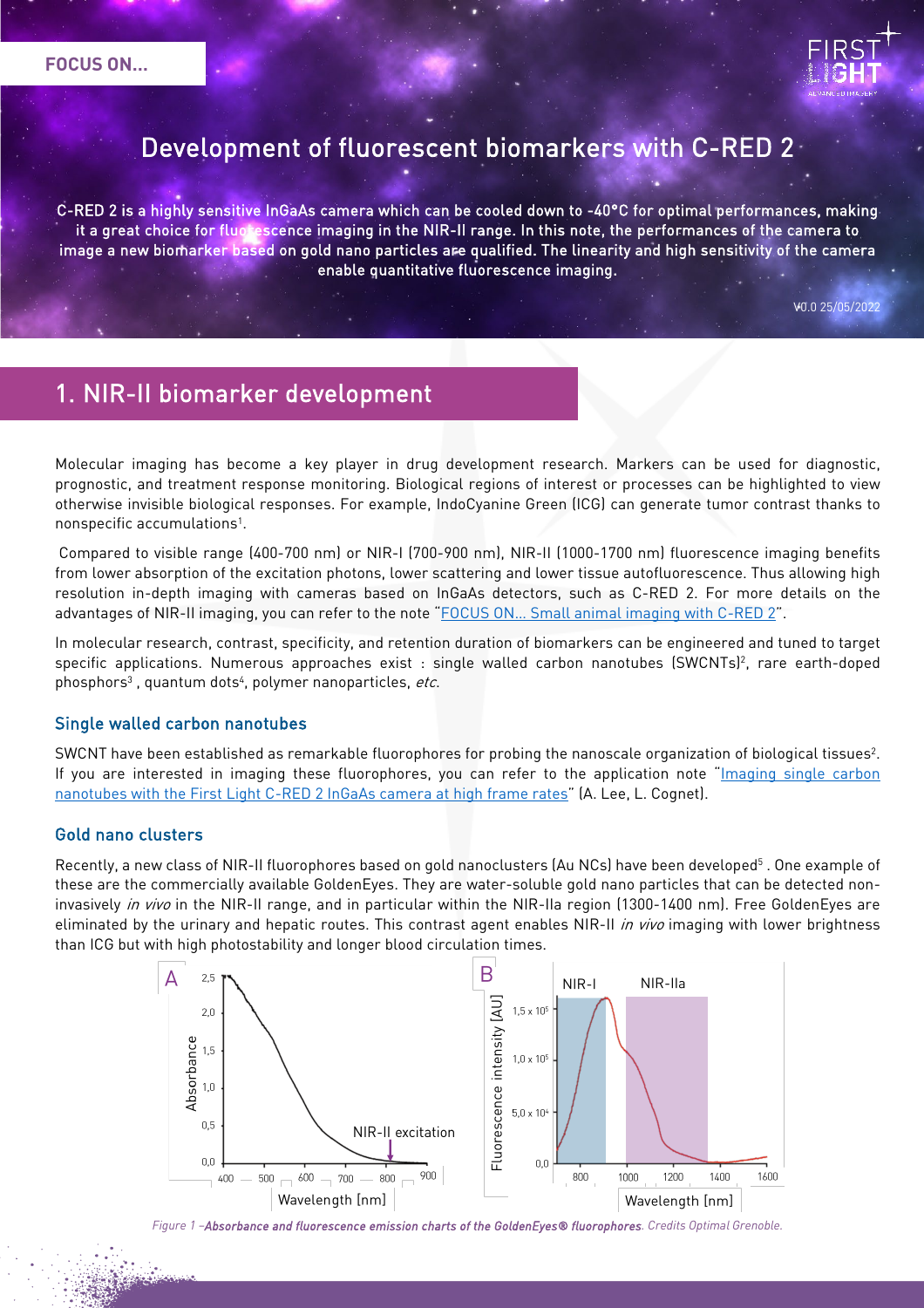FOCUS ON...

# Development of fluorescent biomarkers with C-RED 2

C-RED 2 is a highly sensitive InGaAs camera which can be cooled down to -40°C for optimal performances, making it a great choice for fluorescence imaging in the NIR-II range. In this note, the performances of the camera to image a new biomarker based on gold nano particles are qualified. The linearity and high sensitivity of the camera enable quantitative fluorescence imaging.

V0.0 25/05/2022

## 1. NIR-II biomarker development

Molecular imaging has become a key player in drug development research. Markers can be used for diagnostic, prognostic, and treatment response monitoring. Biological regions of interest or processes can be highlighted to view otherwise invisible biological responses. For example, IndoCyanine Green (ICG) can generate tumor contrast thanks to nonspecific accumulations[1].

Compared to visible range (400-700 nm) or NIR-I (700-900 nm), NIR-II (1000-1700 nm) fluorescence imaging benefits from lower absorption of the excitation photons, lower scattering and lower tissue autofluorescence. Thus allowing high resolution in-depth imaging with cameras based on InGaAs detectors, such as C-RED 2. For more details on the advantages of NIR-II imaging, you can refer to the note "FOCUS ON… Small animal imaging with C-RED 2".

In molecular research, contrast, specificity, and retention duration of biomarkers can be engineered and tuned to target specific applications. Numerous approaches exist : single walled carbon nanotubes (SWCNTs)[2], rare earth-doped phosphors[3] , quantum dots[4], polymer nanoparticles, *etc.*

### Single walled carbon nanotubes

SWCNT have been established as remarkable fluorophores for probing the nanoscale organization of biological tissues[2]. If you are interested in imaging these fluorophores, you can refer to the application note "Imaging single carbon nanotubes with the First Light C-RED 2 InGaAs camera at high frame rates" (A. Lee, L. Cognet).

### Gold nano clusters

Recently, a new class of NIR-II fluorophores based on gold nanoclusters (Au NCs) have been developed[5] . One example of these are the commercially available GoldenEyes. They are water-soluble gold nano particles that can be detected non-invasively *in vivo* in the NIR-II range, and in particular within the NIR-IIa region (1300-1400 nm). Free GoldenEyes are eliminated by the urinary and hepatic routes. This contrast agent enables NIR-II *in vivo* imaging with lower brightness than ICG but with high photostability and longer blood circulation times.

*Figure 1 –**Absorbance and fluorescence emission charts of the GoldenEyes® fluorophores**. Credits Optimal Grenoble.*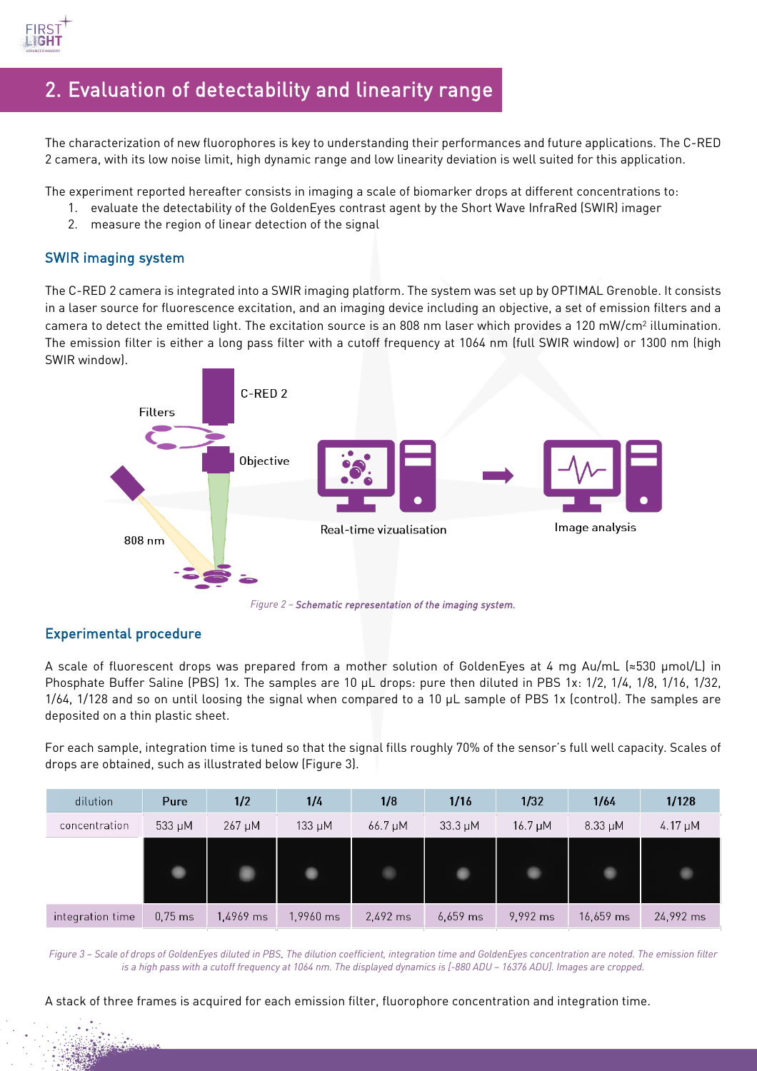## 2. Evaluation of detectability and linearity range

The characterization of new fluorophores is key to understanding their performances and future applications. The C-RED 2 camera, with its low noise limit, high dynamic range and low linearity deviation is well suited for this application.

The experiment reported hereafter consists in imaging a scale of biomarker drops at different concentrations to:

1. evaluate the detectability of the GoldenEyes contrast agent by the Short Wave InfraRed (SWIR) imager
2. measure the region of linear detection of the signal

### SWIR imaging system

The C-RED 2 camera is integrated into a SWIR imaging platform. The system was set up by OPTIMAL Grenoble. It consists in a laser source for fluorescence excitation, and an imaging device including an objective, a set of emission filters and a camera to detect the emitted light. The excitation source is an 808 nm laser which provides a 120 mW/cm² illumination. The emission filter is either a long pass filter with a cutoff frequency at 1064 nm (full SWIR window) or 1300 nm (high SWIR window).

*Figure 2 – **Schematic representation of the imaging system.***

### Experimental procedure

A scale of fluorescent drops was prepared from a mother solution of GoldenEyes at 4 mg Au/mL (≈530 µmol/L) in Phosphate Buffer Saline (PBS) 1x. The samples are 10 µL drops: pure then diluted in PBS 1x: 1/2, 1/4, 1/8, 1/16, 1/32, 1/64, 1/128 and so on until loosing the signal when compared to a 10 µL sample of PBS 1x (control). The samples are deposited on a thin plastic sheet.

For each sample, integration time is tuned so that the signal fills roughly 70% of the sensor's full well capacity. Scales of drops are obtained, such as illustrated below (Figure 3).

| dilution | Pure | 1/2 | 1/4 | 1/8 | 1/16 | 1/32 | 1/64 | 1/128 |
|---|---|---|---|---|---|---|---|---|
| concentration | 533 µM | 267 µM | 133 µM | 66.7 µM | 33.3 µM | 16.7 µM | 8.33 µM | 4.17 µM |
| | | | | | | | | |
| integration time | 0,75 ms | 1,4969 ms | 1,9960 ms | 2,492 ms | 6,659 ms | 9,992 ms | 16,659 ms | 24,992 ms |

*Figure 3 – Scale of drops of GoldenEyes diluted in PBS. The dilution coefficient, integration time and GoldenEyes concentration are noted. The emission filter is a high pass with a cutoff frequency at 1064 nm. The displayed dynamics is [-880 ADU – 16376 ADU]. Images are cropped.*

A stack of three frames is acquired for each emission filter, fluorophore concentration and integration time.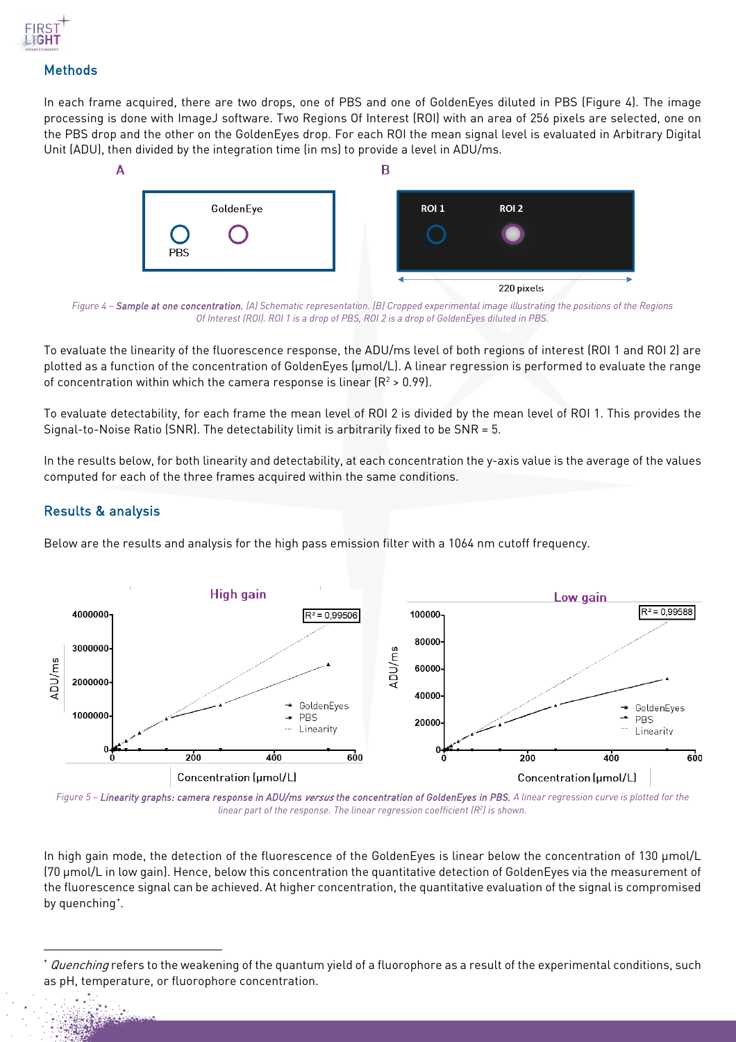## Methods

In each frame acquired, there are two drops, one of PBS and one of GoldenEyes diluted in PBS (Figure 4). The image processing is done with ImageJ software. Two Regions Of Interest (ROI) with an area of 256 pixels are selected, one on the PBS drop and the other on the GoldenEyes drop. For each ROI the mean signal level is evaluated in Arbitrary Digital Unit (ADU), then divided by the integration time (in ms) to provide a level in ADU/ms.

*Figure 4 – **Sample at one concentration.** (A) Schematic representation. (B) Cropped experimental image illustrating the positions of the Regions Of Interest (ROI). ROI 1 is a drop of PBS, ROI 2 is a drop of GoldenEyes diluted in PBS.*

To evaluate the linearity of the fluorescence response, the ADU/ms level of both regions of interest (ROI 1 and ROI 2) are plotted as a function of the concentration of GoldenEyes (µmol/L). A linear regression is performed to evaluate the range of concentration within which the camera response is linear ($R^2 > 0.99$).

To evaluate detectability, for each frame the mean level of ROI 2 is divided by the mean level of ROI 1. This provides the Signal-to-Noise Ratio (SNR). The detectability limit is arbitrarily fixed to be SNR = 5.

In the results below, for both linearity and detectability, at each concentration the y-axis value is the average of the values computed for each of the three frames acquired within the same conditions.

## Results & analysis

Below are the results and analysis for the high pass emission filter with a 1064 nm cutoff frequency.

*Figure 5 – **Linearity graphs: camera response in ADU/ms** ***versus*** **the concentration of GoldenEyes in PBS.** A linear regression curve is plotted for the linear part of the response. The linear regression coefficient ($R^2$) is shown.*

In high gain mode, the detection of the fluorescence of the GoldenEyes is linear below the concentration of 130 µmol/L (70 µmol/L in low gain). Hence, below this concentration the quantitative detection of GoldenEyes via the measurement of the fluorescence signal can be achieved. At higher concentration, the quantitative evaluation of the signal is compromised by quenching*.

---

\* *Quenching* refers to the weakening of the quantum yield of a fluorophore as a result of the experimental conditions, such as pH, temperature, or fluorophore concentration.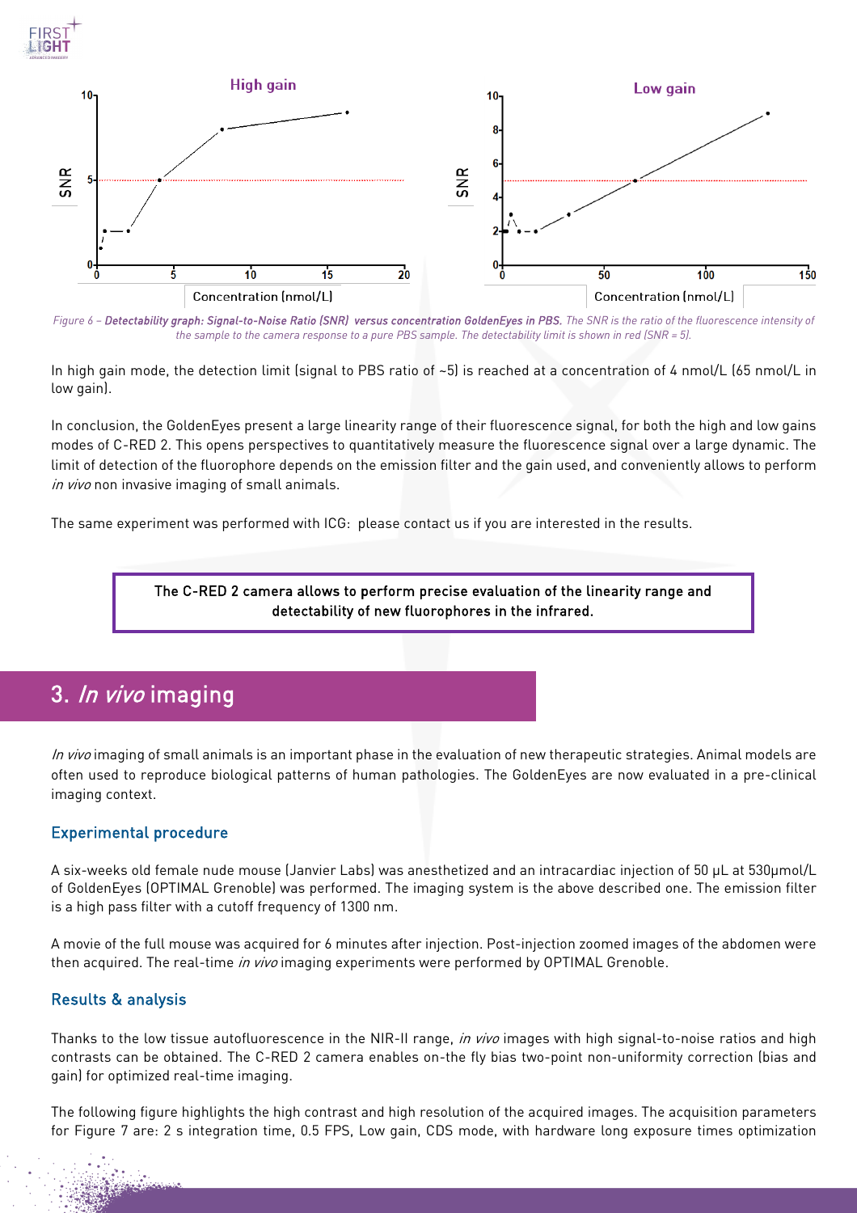Figure 6 – ***Detectability graph: Signal-to-Noise Ratio (SNR) versus concentration GoldenEyes in PBS.*** *The SNR is the ratio of the fluorescence intensity of the sample to the camera response to a pure PBS sample. The detectability limit is shown in red (SNR = 5).*

In high gain mode, the detection limit (signal to PBS ratio of ~5) is reached at a concentration of 4 nmol/L (65 nmol/L in low gain).

In conclusion, the GoldenEyes present a large linearity range of their fluorescence signal, for both the high and low gains modes of C-RED 2. This opens perspectives to quantitatively measure the fluorescence signal over a large dynamic. The limit of detection of the fluorophore depends on the emission filter and the gain used, and conveniently allows to perform *in vivo* non invasive imaging of small animals.

The same experiment was performed with ICG: please contact us if you are interested in the results.

**The C-RED 2 camera allows to perform precise evaluation of the linearity range and detectability of new fluorophores in the infrared.**

## 3. *In vivo* imaging

*In vivo* imaging of small animals is an important phase in the evaluation of new therapeutic strategies. Animal models are often used to reproduce biological patterns of human pathologies. The GoldenEyes are now evaluated in a pre-clinical imaging context.

### Experimental procedure

A six-weeks old female nude mouse (Janvier Labs) was anesthetized and an intracardiac injection of 50 µL at 530µmol/L of GoldenEyes (OPTIMAL Grenoble) was performed. The imaging system is the above described one. The emission filter is a high pass filter with a cutoff frequency of 1300 nm.

A movie of the full mouse was acquired for 6 minutes after injection. Post-injection zoomed images of the abdomen were then acquired. The real-time *in vivo* imaging experiments were performed by OPTIMAL Grenoble.

### Results & analysis

Thanks to the low tissue autofluorescence in the NIR-II range, *in vivo* images with high signal-to-noise ratios and high contrasts can be obtained. The C-RED 2 camera enables on-the fly bias two-point non-uniformity correction (bias and gain) for optimized real-time imaging.

The following figure highlights the high contrast and high resolution of the acquired images. The acquisition parameters for Figure 7 are: 2 s integration time, 0.5 FPS, Low gain, CDS mode, with hardware long exposure times optimization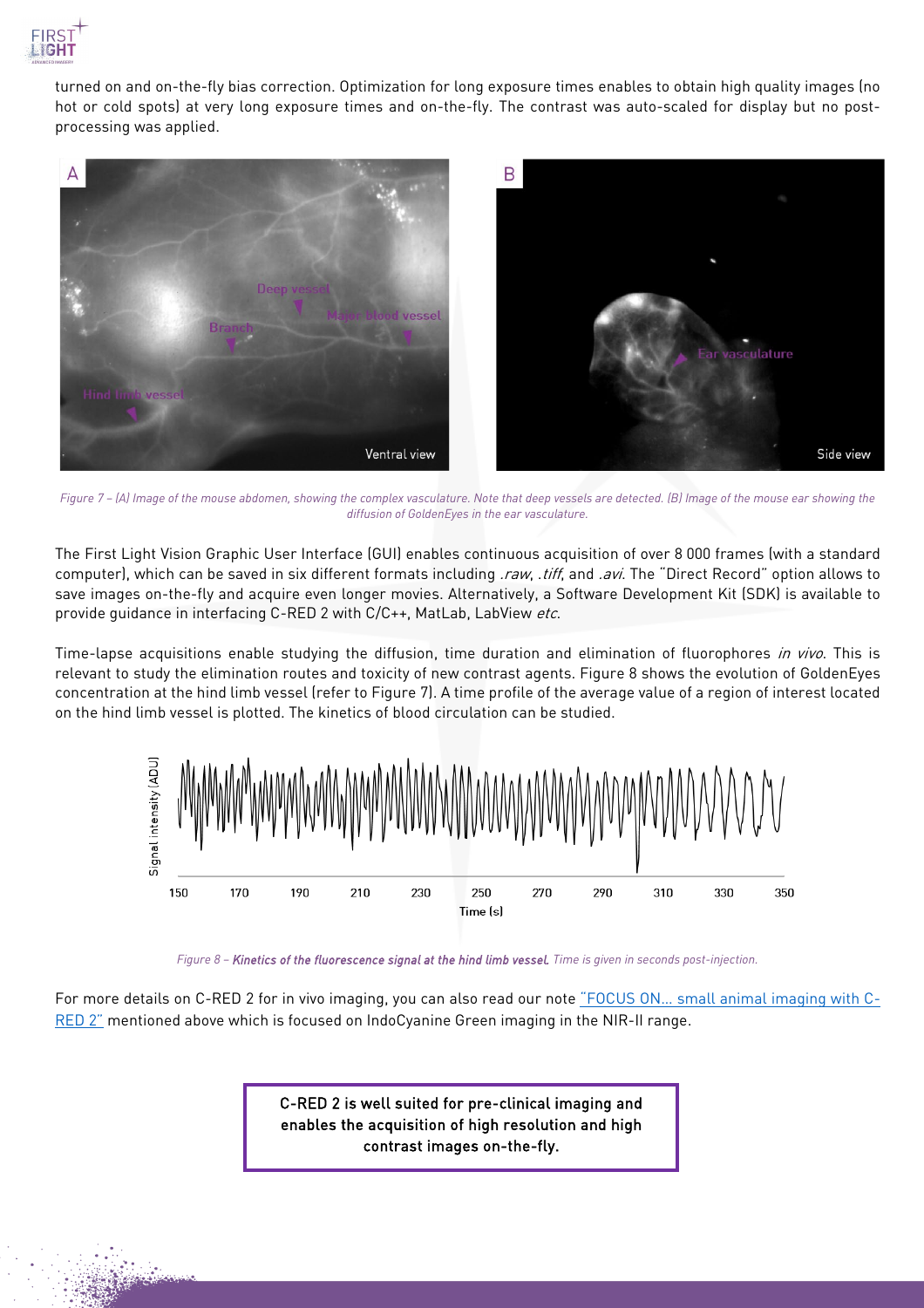turned on and on-the-fly bias correction. Optimization for long exposure times enables to obtain high quality images (no hot or cold spots) at very long exposure times and on-the-fly. The contrast was auto-scaled for display but no post-processing was applied.

*Figure 7 – (A) Image of the mouse abdomen, showing the complex vasculature. Note that deep vessels are detected. (B) Image of the mouse ear showing the diffusion of GoldenEyes in the ear vasculature.*

The First Light Vision Graphic User Interface (GUI) enables continuous acquisition of over 8 000 frames (with a standard computer), which can be saved in six different formats including *.raw*, *.tiff*, and *.avi*. The "Direct Record" option allows to save images on-the-fly and acquire even longer movies. Alternatively, a Software Development Kit (SDK) is available to provide guidance in interfacing C-RED 2 with C/C++, MatLab, LabView *etc*.

Time-lapse acquisitions enable studying the diffusion, time duration and elimination of fluorophores *in vivo*. This is relevant to study the elimination routes and toxicity of new contrast agents. Figure 8 shows the evolution of GoldenEyes concentration at the hind limb vessel (refer to Figure 7). A time profile of the average value of a region of interest located on the hind limb vessel is plotted. The kinetics of blood circulation can be studied.

*Figure 8 – **Kinetics of the fluorescence signal at the hind limb vessel.** Time is given in seconds post-injection.*

For more details on C-RED 2 for in vivo imaging, you can also read our note "FOCUS ON... small animal imaging with C-RED 2" mentioned above which is focused on IndoCyanine Green imaging in the NIR-II range.

**C-RED 2 is well suited for pre-clinical imaging and enables the acquisition of high resolution and high contrast images on-the-fly.**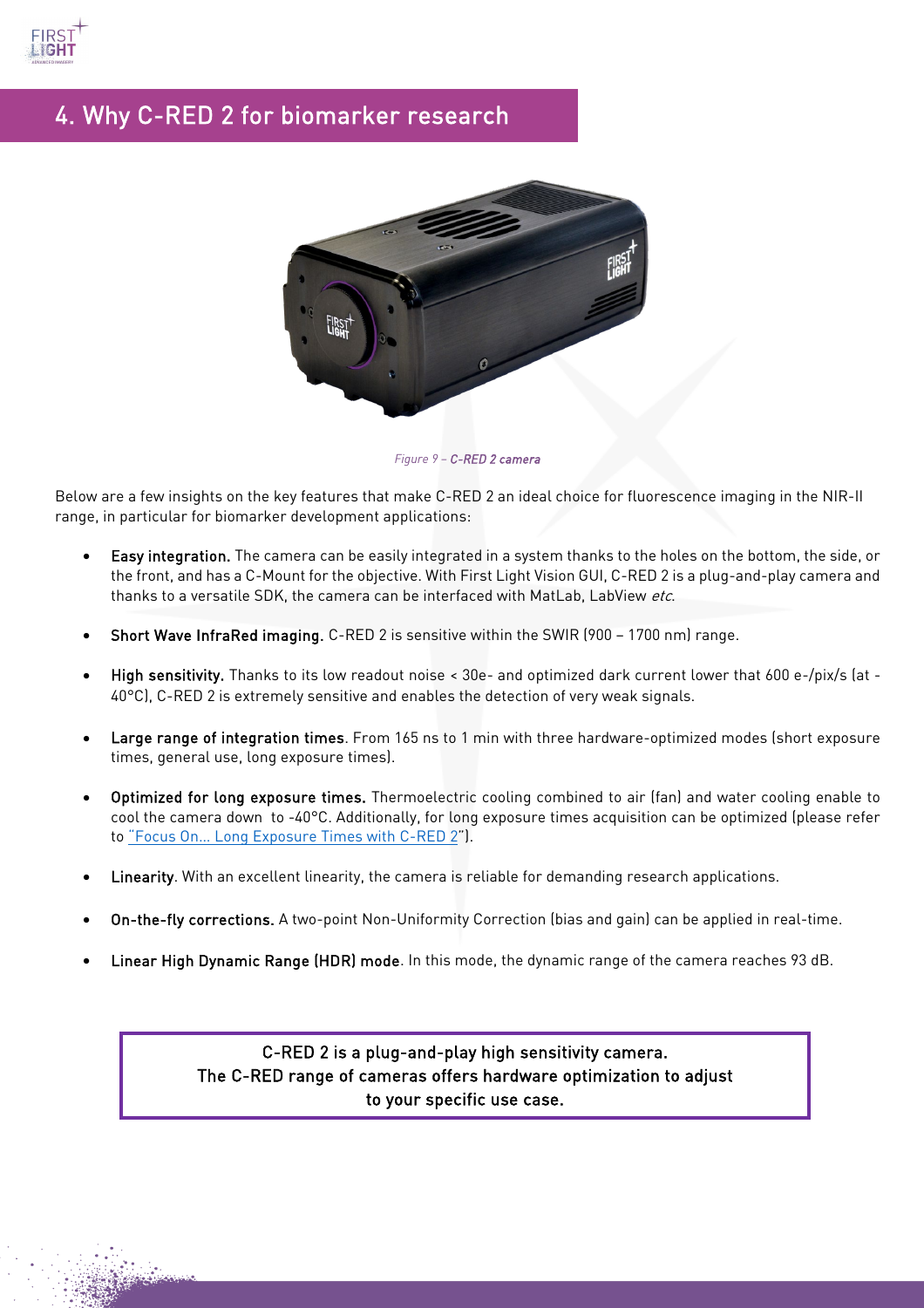# 4. Why C-RED 2 for biomarker research

*Figure 9 – **C-RED 2 camera***

Below are a few insights on the key features that make C-RED 2 an ideal choice for fluorescence imaging in the NIR-II range, in particular for biomarker development applications:

- **Easy integration.** The camera can be easily integrated in a system thanks to the holes on the bottom, the side, or the front, and has a C-Mount for the objective. With First Light Vision GUI, C-RED 2 is a plug-and-play camera and thanks to a versatile SDK, the camera can be interfaced with MatLab, LabView *etc.*

- **Short Wave InfraRed imaging.** C-RED 2 is sensitive within the SWIR (900 – 1700 nm) range.

- **High sensitivity.** Thanks to its low readout noise < 30e- and optimized dark current lower that 600 e-/pix/s (at -40°C), C-RED 2 is extremely sensitive and enables the detection of very weak signals.

- **Large range of integration times**. From 165 ns to 1 min with three hardware-optimized modes (short exposure times, general use, long exposure times).

- **Optimized for long exposure times.** Thermoelectric cooling combined to air (fan) and water cooling enable to cool the camera down to -40°C. Additionally, for long exposure times acquisition can be optimized (please refer to "Focus On… Long Exposure Times with C-RED 2").

- **Linearity**. With an excellent linearity, the camera is reliable for demanding research applications.

- **On-the-fly corrections.** A two-point Non-Uniformity Correction (bias and gain) can be applied in real-time.

- **Linear High Dynamic Range (HDR) mode**. In this mode, the dynamic range of the camera reaches 93 dB.

> C-RED 2 is a plug-and-play high sensitivity camera.
> The C-RED range of cameras offers hardware optimization to adjust to your specific use case.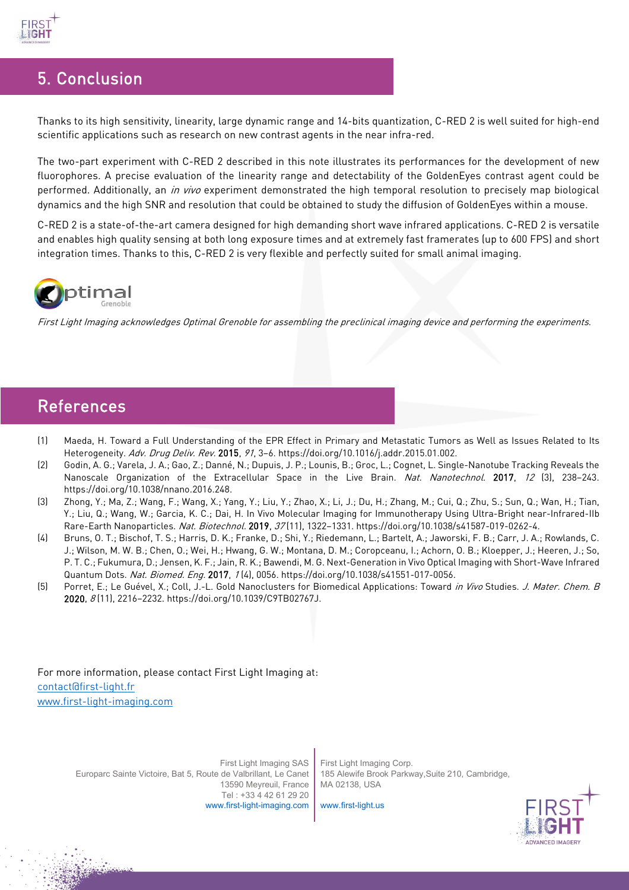## 5. Conclusion

Thanks to its high sensitivity, linearity, large dynamic range and 14-bits quantization, C-RED 2 is well suited for high-end scientific applications such as research on new contrast agents in the near infra-red.

The two-part experiment with C-RED 2 described in this note illustrates its performances for the development of new fluorophores. A precise evaluation of the linearity range and detectability of the GoldenEyes contrast agent could be performed. Additionally, an *in vivo* experiment demonstrated the high temporal resolution to precisely map biological dynamics and the high SNR and resolution that could be obtained to study the diffusion of GoldenEyes within a mouse.

C-RED 2 is a state-of-the-art camera designed for high demanding short wave infrared applications. C-RED 2 is versatile and enables high quality sensing at both long exposure times and at extremely fast framerates (up to 600 FPS) and short integration times. Thanks to this, C-RED 2 is very flexible and perfectly suited for small animal imaging.

Optimal Grenoble

*First Light Imaging acknowledges Optimal Grenoble for assembling the preclinical imaging device and performing the experiments.*

## References

(1) Maeda, H. Toward a Full Understanding of the EPR Effect in Primary and Metastatic Tumors as Well as Issues Related to Its Heterogeneity. *Adv. Drug Deliv. Rev.* **2015**, *91*, 3–6. https://doi.org/10.1016/j.addr.2015.01.002.

(2) Godin, A. G.; Varela, J. A.; Gao, Z.; Danné, N.; Dupuis, J. P.; Lounis, B.; Groc, L.; Cognet, L. Single-Nanotube Tracking Reveals the Nanoscale Organization of the Extracellular Space in the Live Brain. *Nat. Nanotechnol.* **2017**, *12* (3), 238–243. https://doi.org/10.1038/nnano.2016.248.

(3) Zhong, Y.; Ma, Z.; Wang, F.; Wang, X.; Yang, Y.; Liu, Y.; Zhao, X.; Li, J.; Du, H.; Zhang, M.; Cui, Q.; Zhu, S.; Sun, Q.; Wan, H.; Tian, Y.; Liu, Q.; Wang, W.; Garcia, K. C.; Dai, H. In Vivo Molecular Imaging for Immunotherapy Using Ultra-Bright near-Infrared-IIb Rare-Earth Nanoparticles. *Nat. Biotechnol.* **2019**, *37* (11), 1322–1331. https://doi.org/10.1038/s41587-019-0262-4.

(4) Bruns, O. T.; Bischof, T. S.; Harris, D. K.; Franke, D.; Shi, Y.; Riedemann, L.; Bartelt, A.; Jaworski, F. B.; Carr, J. A.; Rowlands, C. J.; Wilson, M. W. B.; Chen, O.; Wei, H.; Hwang, G. W.; Montana, D. M.; Coropceanu, I.; Achorn, O. B.; Kloepper, J.; Heeren, J.; So, P. T. C.; Fukumura, D.; Jensen, K. F.; Jain, R. K.; Bawendi, M. G. Next-Generation in Vivo Optical Imaging with Short-Wave Infrared Quantum Dots. *Nat. Biomed. Eng.* **2017**, *1* (4), 0056. https://doi.org/10.1038/s41551-017-0056.

(5) Porret, E.; Le Guével, X.; Coll, J.-L. Gold Nanoclusters for Biomedical Applications: Toward *in Vivo* Studies. *J. Mater. Chem. B* **2020**, *8* (11), 2216–2232. https://doi.org/10.1039/C9TB02767J.

For more information, please contact First Light Imaging at:
contact@first-light.fr
www.first-light-imaging.com

First Light Imaging SAS
Europarc Sainte Victoire, Bat 5, Route de Valbrillant, Le Canet
13590 Meyreuil, France
Tel : +33 4 42 61 29 20
www.first-light-imaging.com

First Light Imaging Corp.
185 Alewife Brook Parkway,Suite 210, Cambridge,
MA 02138, USA
www.first-light.us